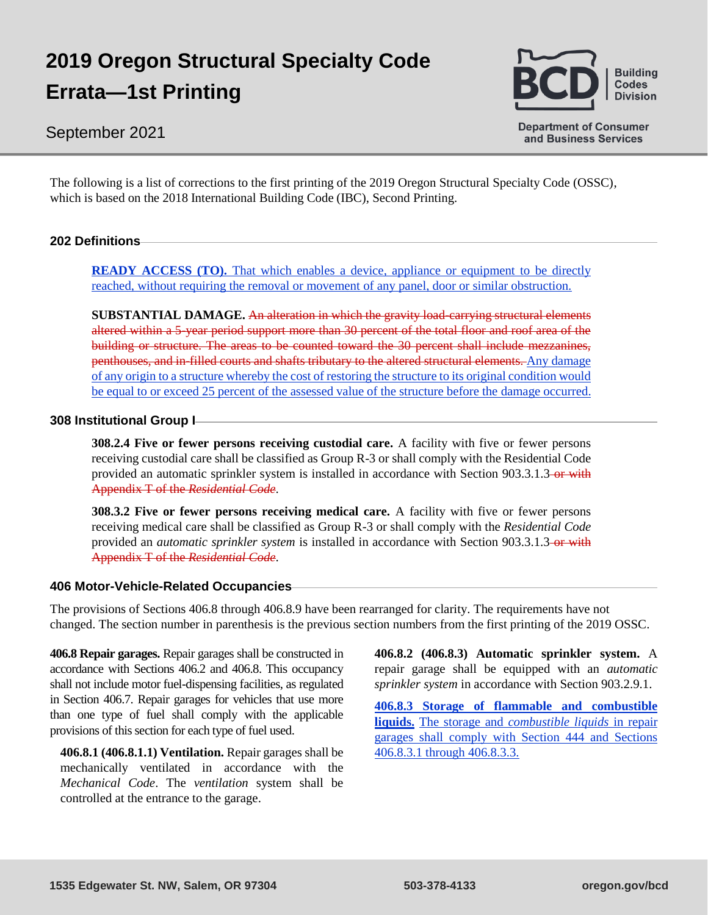# 2019 Oregon Structural Specialty Code Errata—1st Printing

September 2021

Building Codes Division

Department of Consumer and Business Services

The following is a list of corrections to the first printing of the 2019 Oregon Structural Specialty Code (OSSC), which is based on the 2018 International Building Code (IBC), Second Printing.

## 202 Definitions

**READY ACCESS (TO).** That which enables a device, appliance or equipment to be directly reached, without requiring the removal or movement of any panel, door or similar obstruction.

**SUBSTANTIAL DAMAGE.** ~~An alteration in which the gravity load-carrying structural elements altered within a 5-year period support more than 30 percent of the total floor and roof area of the building or structure. The areas to be counted toward the 30 percent shall include mezzanines, penthouses, and in-filled courts and shafts tributary to the altered structural elements.~~ Any damage of any origin to a structure whereby the cost of restoring the structure to its original condition would be equal to or exceed 25 percent of the assessed value of the structure before the damage occurred.

## 308 Institutional Group I

**308.2.4 Five or fewer persons receiving custodial care.** A facility with five or fewer persons receiving custodial care shall be classified as Group R-3 or shall comply with the Residential Code provided an automatic sprinkler system is installed in accordance with Section 903.3.1.3~~ or with Appendix T of the *Residential Code*~~.

**308.3.2 Five or fewer persons receiving medical care.** A facility with five or fewer persons receiving medical care shall be classified as Group R-3 or shall comply with the *Residential Code* provided an *automatic sprinkler system* is installed in accordance with Section 903.3.1.3~~ or with Appendix T of the *Residential Code*~~.

## 406 Motor-Vehicle-Related Occupancies

The provisions of Sections 406.8 through 406.8.9 have been rearranged for clarity. The requirements have not changed. The section number in parenthesis is the previous section numbers from the first printing of the 2019 OSSC.

**406.8 Repair garages.** Repair garages shall be constructed in accordance with Sections 406.2 and 406.8. This occupancy shall not include motor fuel-dispensing facilities, as regulated in Section 406.7. Repair garages for vehicles that use more than one type of fuel shall comply with the applicable provisions of this section for each type of fuel used.

**406.8.1 (406.8.1.1) Ventilation.** Repair garages shall be mechanically ventilated in accordance with the *Mechanical Code*. The *ventilation* system shall be controlled at the entrance to the garage.

**406.8.2 (406.8.3) Automatic sprinkler system.** A repair garage shall be equipped with an *automatic sprinkler system* in accordance with Section 903.2.9.1.

**406.8.3 Storage of flammable and combustible liquids.** The storage and *combustible liquids* in repair garages shall comply with Section 444 and Sections 406.8.3.1 through 406.8.3.3.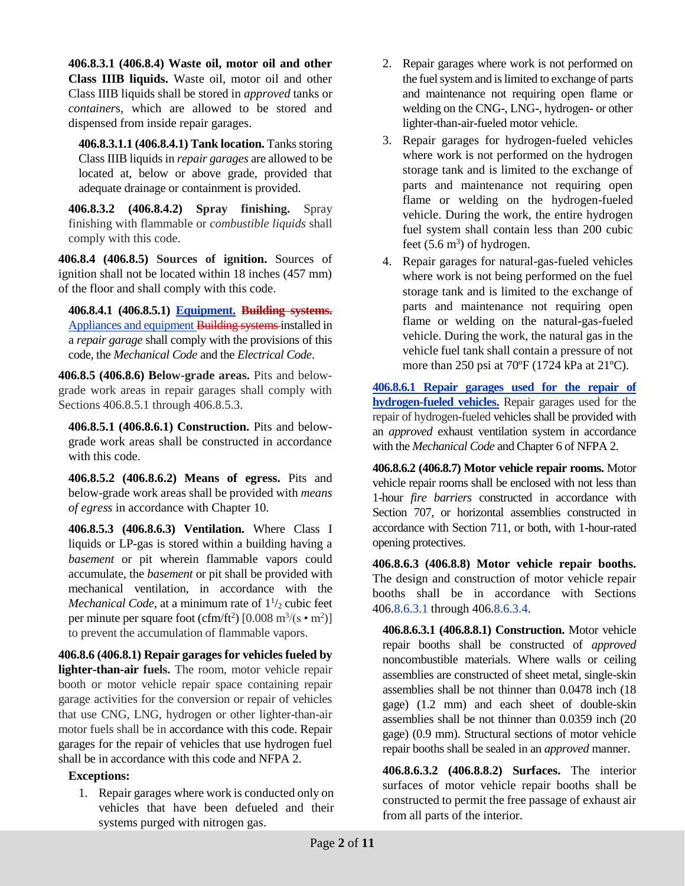**406.8.3.1 (406.8.4) Waste oil, motor oil and other Class IIIB liquids.** Waste oil, motor oil and other Class IIIB liquids shall be stored in *approved* tanks or *containers*, which are allowed to be stored and dispensed from inside repair garages.

**406.8.3.1.1 (406.8.4.1) Tank location.** Tanks storing Class IIIB liquids in *repair garages* are allowed to be located at, below or above grade, provided that adequate drainage or containment is provided.

**406.8.3.2 (406.8.4.2) Spray finishing.** Spray finishing with flammable or *combustible liquids* shall comply with this code.

**406.8.4 (406.8.5) Sources of ignition.** Sources of ignition shall not be located within 18 inches (457 mm) of the floor and shall comply with this code.

**406.8.4.1 (406.8.5.1) Equipment. ~~Building systems.~~** Appliances and equipment ~~Building systems~~ installed in a *repair garage* shall comply with the provisions of this code, the *Mechanical Code* and the *Electrical Code*.

**406.8.5 (406.8.6) Below-grade areas.** Pits and below-grade work areas in repair garages shall comply with Sections 406.8.5.1 through 406.8.5.3.

**406.8.5.1 (406.8.6.1) Construction.** Pits and below-grade work areas shall be constructed in accordance with this code.

**406.8.5.2 (406.8.6.2) Means of egress.** Pits and below-grade work areas shall be provided with *means of egress* in accordance with Chapter 10.

**406.8.5.3 (406.8.6.3) Ventilation.** Where Class I liquids or LP-gas is stored within a building having a *basement* or pit wherein flammable vapors could accumulate, the *basement* or pit shall be provided with mechanical ventilation, in accordance with the *Mechanical Code*, at a minimum rate of $1^1/_2$ cubic feet per minute per square foot (cfm/ft$^2$) [0.008 m$^3$/(s • m$^2$)] to prevent the accumulation of flammable vapors.

**406.8.6 (406.8.1) Repair garages for vehicles fueled by lighter-than-air fuels.** The room, motor vehicle repair booth or motor vehicle repair space containing repair garage activities for the conversion or repair of vehicles that use CNG, LNG, hydrogen or other lighter-than-air motor fuels shall be in accordance with this code. Repair garages for the repair of vehicles that use hydrogen fuel shall be in accordance with this code and NFPA 2.

**Exceptions:**

1. Repair garages where work is conducted only on vehicles that have been defueled and their systems purged with nitrogen gas.
2. Repair garages where work is not performed on the fuel system and is limited to exchange of parts and maintenance not requiring open flame or welding on the CNG-, LNG-, hydrogen- or other lighter-than-air-fueled motor vehicle.
3. Repair garages for hydrogen-fueled vehicles where work is not performed on the hydrogen storage tank and is limited to the exchange of parts and maintenance not requiring open flame or welding on the hydrogen-fueled vehicle. During the work, the entire hydrogen fuel system shall contain less than 200 cubic feet (5.6 m$^3$) of hydrogen.
4. Repair garages for natural-gas-fueled vehicles where work is not being performed on the fuel storage tank and is limited to the exchange of parts and maintenance not requiring open flame or welding on the natural-gas-fueled vehicle. During the work, the natural gas in the vehicle fuel tank shall contain a pressure of not more than 250 psi at 70ºF (1724 kPa at 21ºC).

**406.8.6.1 Repair garages used for the repair of hydrogen-fueled vehicles.** Repair garages used for the repair of hydrogen-fueled vehicles shall be provided with an *approved* exhaust ventilation system in accordance with the *Mechanical Code* and Chapter 6 of NFPA 2.

**406.8.6.2 (406.8.7) Motor vehicle repair rooms.** Motor vehicle repair rooms shall be enclosed with not less than 1-hour *fire barriers* constructed in accordance with Section 707, or horizontal assemblies constructed in accordance with Section 711, or both, with 1-hour-rated opening protectives.

**406.8.6.3 (406.8.8) Motor vehicle repair booths.** The design and construction of motor vehicle repair booths shall be in accordance with Sections 406.8.6.3.1 through 406.8.6.3.4.

**406.8.6.3.1 (406.8.8.1) Construction.** Motor vehicle repair booths shall be constructed of *approved* noncombustible materials. Where walls or ceiling assemblies are constructed of sheet metal, single-skin assemblies shall be not thinner than 0.0478 inch (18 gage) (1.2 mm) and each sheet of double-skin assemblies shall be not thinner than 0.0359 inch (20 gage) (0.9 mm). Structural sections of motor vehicle repair booths shall be sealed in an *approved* manner.

**406.8.6.3.2 (406.8.8.2) Surfaces.** The interior surfaces of motor vehicle repair booths shall be constructed to permit the free passage of exhaust air from all parts of the interior.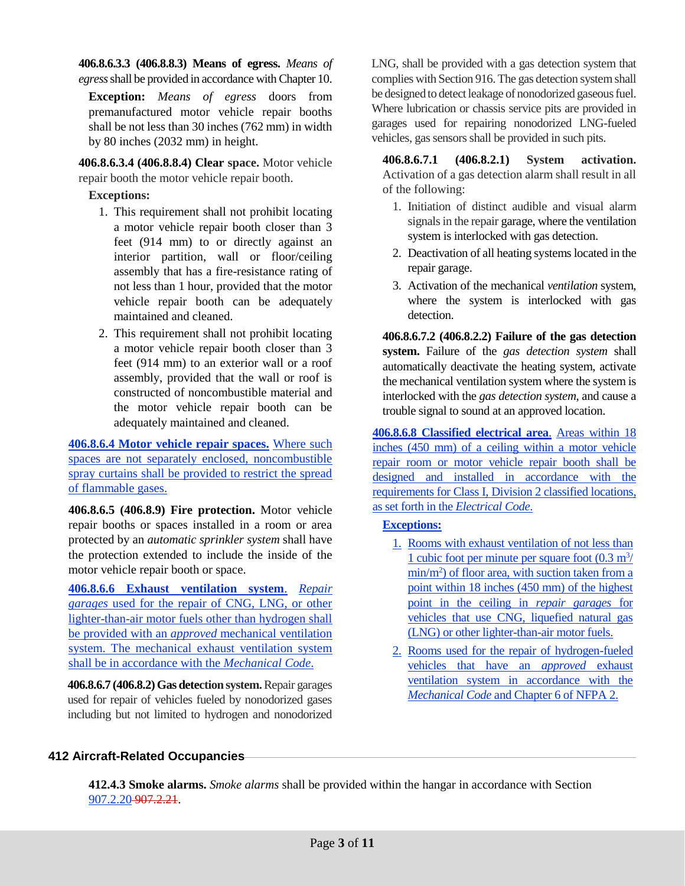**406.8.6.3.3 (406.8.8.3) Means of egress.** *Means of egress* shall be provided in accordance with Chapter 10.

> **Exception:** *Means of egress* doors from premanufactured motor vehicle repair booths shall be not less than 30 inches (762 mm) in width by 80 inches (2032 mm) in height.

**406.8.6.3.4 (406.8.8.4) Clear space.** Motor vehicle repair booth the motor vehicle repair booth.

**Exceptions:**

1. This requirement shall not prohibit locating a motor vehicle repair booth closer than 3 feet (914 mm) to or directly against an interior partition, wall or floor/ceiling assembly that has a fire-resistance rating of not less than 1 hour, provided that the motor vehicle repair booth can be adequately maintained and cleaned.
2. This requirement shall not prohibit locating a motor vehicle repair booth closer than 3 feet (914 mm) to an exterior wall or a roof assembly, provided that the wall or roof is constructed of noncombustible material and the motor vehicle repair booth can be adequately maintained and cleaned.

**406.8.6.4 Motor vehicle repair spaces.** Where such spaces are not separately enclosed, noncombustible spray curtains shall be provided to restrict the spread of flammable gases.

**406.8.6.5 (406.8.9) Fire protection.** Motor vehicle repair booths or spaces installed in a room or area protected by an *automatic sprinkler system* shall have the protection extended to include the inside of the motor vehicle repair booth or space.

**406.8.6.6 Exhaust ventilation system.** *Repair garages* used for the repair of CNG, LNG, or other lighter-than-air motor fuels other than hydrogen shall be provided with an *approved* mechanical ventilation system. The mechanical exhaust ventilation system shall be in accordance with the *Mechanical Code*.

**406.8.6.7 (406.8.2) Gas detection system.** Repair garages used for repair of vehicles fueled by nonodorized gases including but not limited to hydrogen and nonodorized LNG, shall be provided with a gas detection system that complies with Section 916. The gas detection system shall be designed to detect leakage of nonodorized gaseous fuel. Where lubrication or chassis service pits are provided in garages used for repairing nonodorized LNG-fueled vehicles, gas sensors shall be provided in such pits.

**406.8.6.7.1 (406.8.2.1) System activation.** Activation of a gas detection alarm shall result in all of the following:

1. Initiation of distinct audible and visual alarm signals in the repair garage, where the ventilation system is interlocked with gas detection.
2. Deactivation of all heating systems located in the repair garage.
3. Activation of the mechanical *ventilation* system, where the system is interlocked with gas detection.

**406.8.6.7.2 (406.8.2.2) Failure of the gas detection system.** Failure of the *gas detection system* shall automatically deactivate the heating system, activate the mechanical ventilation system where the system is interlocked with the *gas detection system*, and cause a trouble signal to sound at an approved location.

**406.8.6.8 Classified electrical area.** Areas within 18 inches (450 mm) of a ceiling within a motor vehicle repair room or motor vehicle repair booth shall be designed and installed in accordance with the requirements for Class I, Division 2 classified locations, as set forth in the *Electrical Code*.

**Exceptions:**

1. Rooms with exhaust ventilation of not less than 1 cubic foot per minute per square foot (0.3 $m^3$/min/$m^2$) of floor area, with suction taken from a point within 18 inches (450 mm) of the highest point in the ceiling in *repair garages* for vehicles that use CNG, liquefied natural gas (LNG) or other lighter-than-air motor fuels.
2. Rooms used for the repair of hydrogen-fueled vehicles that have an *approved* exhaust ventilation system in accordance with the *Mechanical Code* and Chapter 6 of NFPA 2.

## 412 Aircraft-Related Occupancies

**412.4.3 Smoke alarms.** *Smoke alarms* shall be provided within the hangar in accordance with Section 907.2.20 ~~907.2.21~~.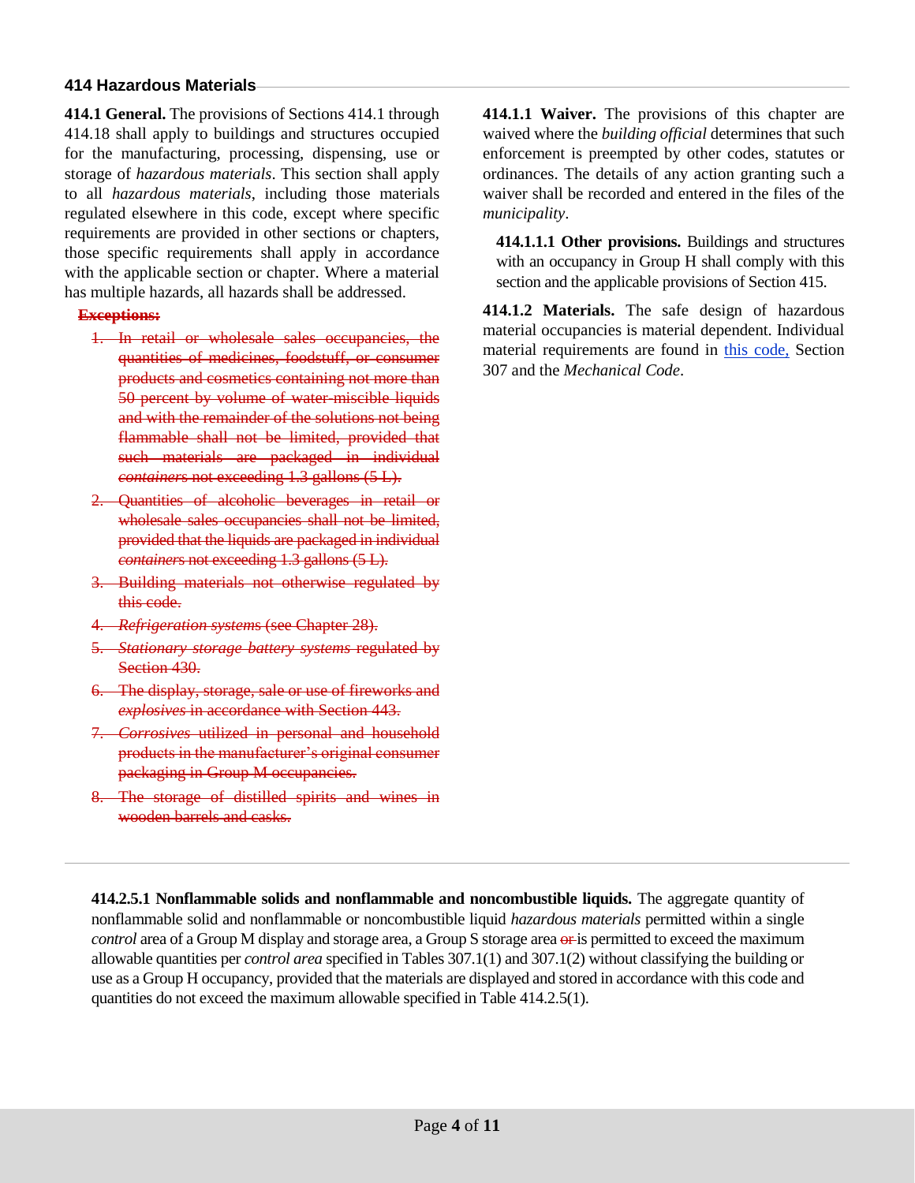## 414 Hazardous Materials

**414.1 General.** The provisions of Sections 414.1 through 414.18 shall apply to buildings and structures occupied for the manufacturing, processing, dispensing, use or storage of *hazardous materials*. This section shall apply to all *hazardous materials*, including those materials regulated elsewhere in this code, except where specific requirements are provided in other sections or chapters, those specific requirements shall apply in accordance with the applicable section or chapter. Where a material has multiple hazards, all hazards shall be addressed.

~~**Exceptions:**~~

1. ~~In retail or wholesale sales occupancies, the quantities of medicines, foodstuff, or consumer products and cosmetics containing not more than 50 percent by volume of water-miscible liquids and with the remainder of the solutions not being flammable shall not be limited, provided that such materials are packaged in individual *containers* not exceeding 1.3 gallons (5 L).~~
2. ~~Quantities of alcoholic beverages in retail or wholesale sales occupancies shall not be limited, provided that the liquids are packaged in individual *containers* not exceeding 1.3 gallons (5 L).~~
3. ~~Building materials not otherwise regulated by this code.~~
4. ~~*Refrigeration systems* (see Chapter 28).~~
5. ~~*Stationary storage battery systems* regulated by Section 430.~~
6. ~~The display, storage, sale or use of fireworks and *explosives* in accordance with Section 443.~~
7. ~~*Corrosives* utilized in personal and household products in the manufacturer's original consumer packaging in Group M occupancies.~~
8. ~~The storage of distilled spirits and wines in wooden barrels and casks.~~

**414.1.1 Waiver.** The provisions of this chapter are waived where the *building official* determines that such enforcement is preempted by other codes, statutes or ordinances. The details of any action granting such a waiver shall be recorded and entered in the files of the *municipality*.

**414.1.1.1 Other provisions.** Buildings and structures with an occupancy in Group H shall comply with this section and the applicable provisions of Section 415.

**414.1.2 Materials.** The safe design of hazardous material occupancies is material dependent. Individual material requirements are found in this code, Section 307 and the *Mechanical Code*.

---

**414.2.5.1 Nonflammable solids and nonflammable and noncombustible liquids.** The aggregate quantity of nonflammable solid and nonflammable or noncombustible liquid *hazardous materials* permitted within a single *control* area of a Group M display and storage area, a Group S storage area ~~or~~ is permitted to exceed the maximum allowable quantities per *control area* specified in Tables 307.1(1) and 307.1(2) without classifying the building or use as a Group H occupancy, provided that the materials are displayed and stored in accordance with this code and quantities do not exceed the maximum allowable specified in Table 414.2.5(1).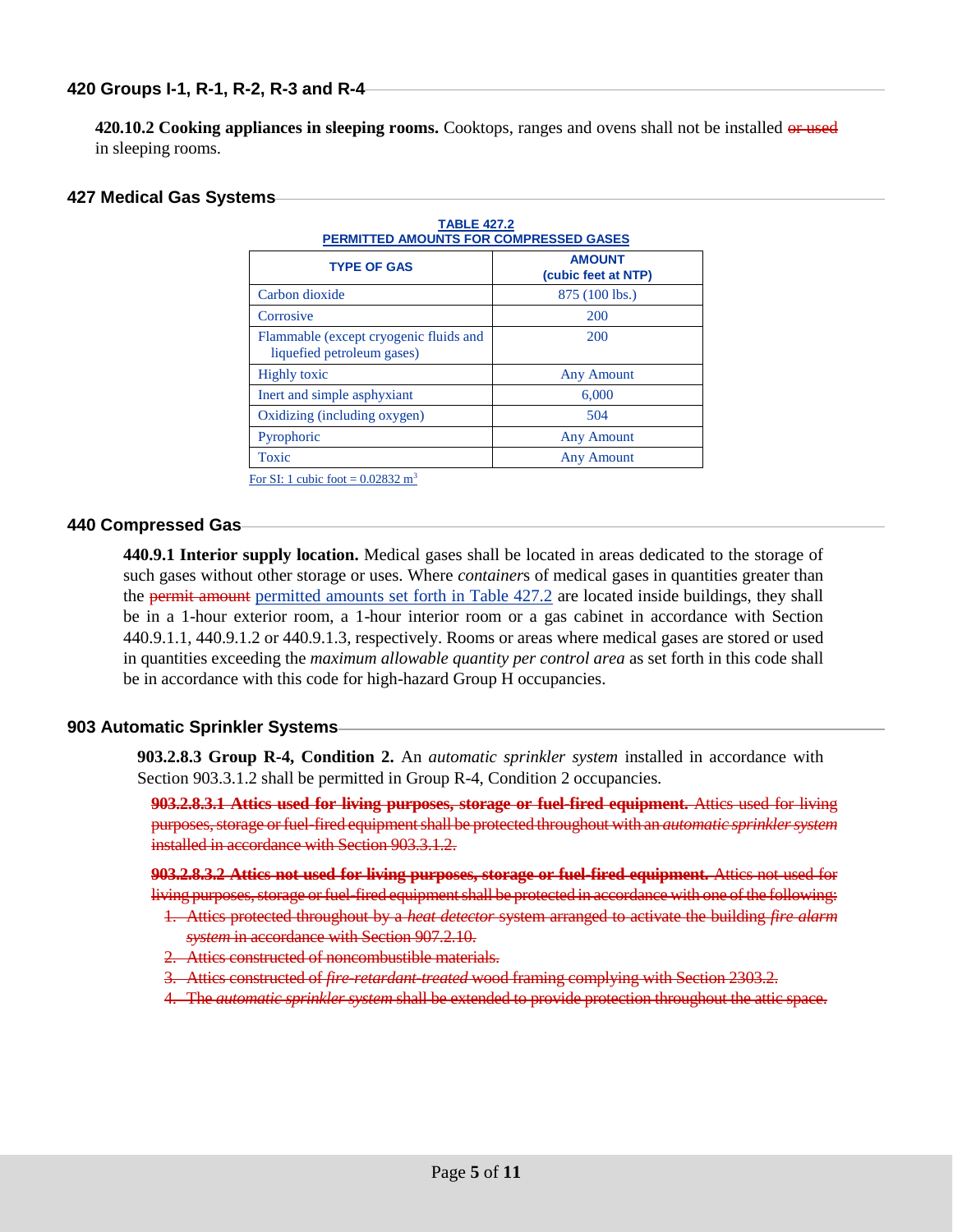## 420 Groups I-1, R-1, R-2, R-3 and R-4

**420.10.2 Cooking appliances in sleeping rooms.** Cooktops, ranges and ovens shall not be installed ~~or used~~ in sleeping rooms.

## 427 Medical Gas Systems

**TABLE 427.2**
**PERMITTED AMOUNTS FOR COMPRESSED GASES**

| TYPE OF GAS | AMOUNT (cubic feet at NTP) |
|---|---|
| Carbon dioxide | 875 (100 lbs.) |
| Corrosive | 200 |
| Flammable (except cryogenic fluids and liquefied petroleum gases) | 200 |
| Highly toxic | Any Amount |
| Inert and simple asphyxiant | 6,000 |
| Oxidizing (including oxygen) | 504 |
| Pyrophoric | Any Amount |
| Toxic | Any Amount |

For SI: 1 cubic foot = 0.02832 $m^3$

## 440 Compressed Gas

**440.9.1 Interior supply location.** Medical gases shall be located in areas dedicated to the storage of such gases without other storage or uses. Where *container*s of medical gases in quantities greater than the ~~permit amount~~ permitted amounts set forth in Table 427.2 are located inside buildings, they shall be in a 1-hour exterior room, a 1-hour interior room or a gas cabinet in accordance with Section 440.9.1.1, 440.9.1.2 or 440.9.1.3, respectively. Rooms or areas where medical gases are stored or used in quantities exceeding the *maximum allowable quantity per control area* as set forth in this code shall be in accordance with this code for high-hazard Group H occupancies.

## 903 Automatic Sprinkler Systems

**903.2.8.3 Group R-4, Condition 2.** An *automatic sprinkler system* installed in accordance with Section 903.3.1.2 shall be permitted in Group R-4, Condition 2 occupancies.

~~**903.2.8.3.1 Attics used for living purposes, storage or fuel-fired equipment.** Attics used for living purposes, storage or fuel-fired equipment shall be protected throughout with an *automatic sprinkler system* installed in accordance with Section 903.3.1.2.~~

~~**903.2.8.3.2 Attics not used for living purposes, storage or fuel-fired equipment.** Attics not used for living purposes, storage or fuel-fired equipment shall be protected in accordance with one of the following:~~

1. ~~Attics protected throughout by a *heat detector* system arranged to activate the building *fire alarm system* in accordance with Section 907.2.10.~~
2. ~~Attics constructed of noncombustible materials.~~
3. ~~Attics constructed of *fire-retardant-treated* wood framing complying with Section 2303.2.~~
4. ~~The *automatic sprinkler system* shall be extended to provide protection throughout the attic space.~~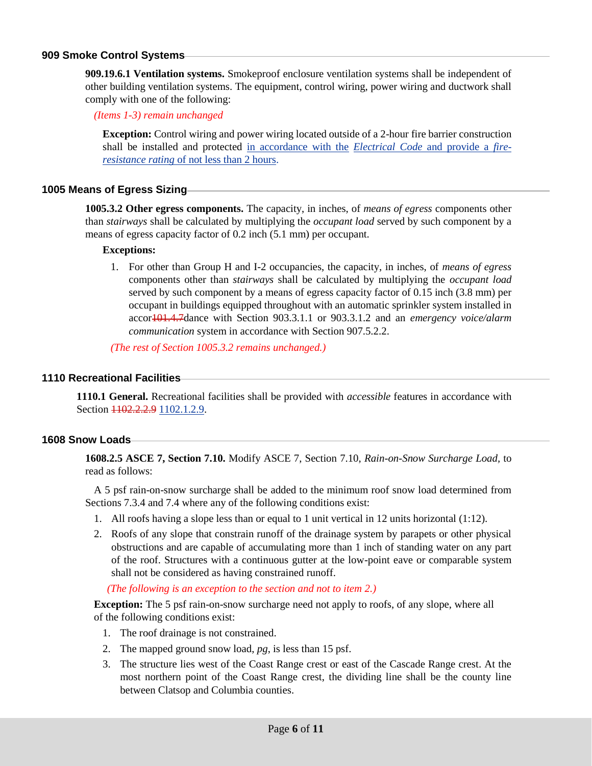## 909 Smoke Control Systems

**909.19.6.1 Ventilation systems.** Smokeproof enclosure ventilation systems shall be independent of other building ventilation systems. The equipment, control wiring, power wiring and ductwork shall comply with one of the following:

*(Items 1-3) remain unchanged*

**Exception:** Control wiring and power wiring located outside of a 2-hour fire barrier construction shall be installed and protected in accordance with the *Electrical Code* and provide a *fire-resistance rating* of not less than 2 hours.

## 1005 Means of Egress Sizing

**1005.3.2 Other egress components.** The capacity, in inches, of *means of egress* components other than *stairways* shall be calculated by multiplying the *occupant load* served by such component by a means of egress capacity factor of 0.2 inch (5.1 mm) per occupant.

**Exceptions:**

1. For other than Group H and I-2 occupancies, the capacity, in inches, of *means of egress* components other than *stairways* shall be calculated by multiplying the *occupant load* served by such component by a means of egress capacity factor of 0.15 inch (3.8 mm) per occupant in buildings equipped throughout with an automatic sprinkler system installed in accor~~101.4.7~~dance with Section 903.3.1.1 or 903.3.1.2 and an *emergency voice/alarm communication* system in accordance with Section 907.5.2.2.

*(The rest of Section 1005.3.2 remains unchanged.)*

## 1110 Recreational Facilities

**1110.1 General.** Recreational facilities shall be provided with *accessible* features in accordance with Section ~~1102.2.2.9~~ 1102.1.2.9.

## 1608 Snow Loads

**1608.2.5 ASCE 7, Section 7.10.** Modify ASCE 7, Section 7.10, *Rain-on-Snow Surcharge Load*, to read as follows:

A 5 psf rain-on-snow surcharge shall be added to the minimum roof snow load determined from Sections 7.3.4 and 7.4 where any of the following conditions exist:

1. All roofs having a slope less than or equal to 1 unit vertical in 12 units horizontal (1:12).
2. Roofs of any slope that constrain runoff of the drainage system by parapets or other physical obstructions and are capable of accumulating more than 1 inch of standing water on any part of the roof. Structures with a continuous gutter at the low-point eave or comparable system shall not be considered as having constrained runoff.

*(The following is an exception to the section and not to item 2.)*

**Exception:** The 5 psf rain-on-snow surcharge need not apply to roofs, of any slope, where all of the following conditions exist:

1. The roof drainage is not constrained.
2. The mapped ground snow load, *pg*, is less than 15 psf.
3. The structure lies west of the Coast Range crest or east of the Cascade Range crest. At the most northern point of the Coast Range crest, the dividing line shall be the county line between Clatsop and Columbia counties.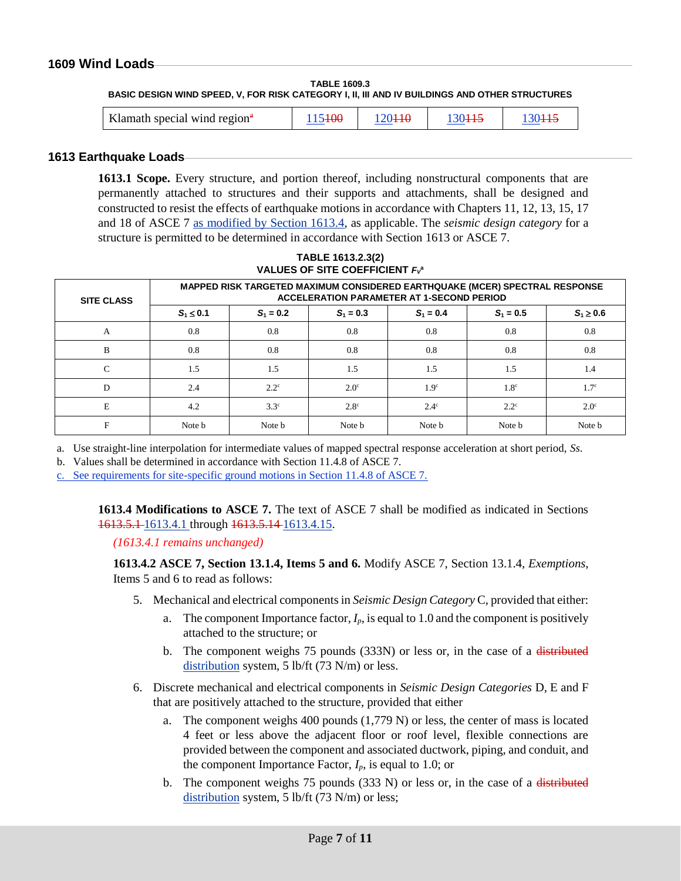## 1609 Wind Loads

**TABLE 1609.3**
**BASIC DESIGN WIND SPEED, V, FOR RISK CATEGORY I, II, III AND IV BUILDINGS AND OTHER STRUCTURES**

| | | | | |
|---|---|---|---|---|
| Klamath special wind region[a] | 115~~100~~ | 120~~110~~ | 130~~115~~ | 130~~115~~ |

## 1613 Earthquake Loads

**1613.1 Scope.** Every structure, and portion thereof, including nonstructural components that are permanently attached to structures and their supports and attachments, shall be designed and constructed to resist the effects of earthquake motions in accordance with Chapters 11, 12, 13, 15, 17 and 18 of ASCE 7 as modified by Section 1613.4, as applicable. The *seismic design category* for a structure is permitted to be determined in accordance with Section 1613 or ASCE 7.

**TABLE 1613.2.3(2)**
**VALUES OF SITE COEFFICIENT $F_V$[a]**

| SITE CLASS | MAPPED RISK TARGETED MAXIMUM CONSIDERED EARTHQUAKE (MCER) SPECTRAL RESPONSE ACCELERATION PARAMETER AT 1-SECOND PERIOD | | | | | |
|---|---|---|---|---|---|---|
| | $S_1 \leq 0.1$ | $S_1 = 0.2$ | $S_1 = 0.3$ | $S_1 = 0.4$ | $S_1 = 0.5$ | $S_1 \geq 0.6$ |
| A | 0.8 | 0.8 | 0.8 | 0.8 | 0.8 | 0.8 |
| B | 0.8 | 0.8 | 0.8 | 0.8 | 0.8 | 0.8 |
| C | 1.5 | 1.5 | 1.5 | 1.5 | 1.5 | 1.4 |
| D | 2.4 | 2.2[c] | 2.0[c] | 1.9[c] | 1.8[c] | 1.7[c] |
| E | 4.2 | 3.3[c] | 2.8[c] | 2.4[c] | 2.2[c] | 2.0[c] |
| F | Note b | Note b | Note b | Note b | Note b | Note b |

a. Use straight-line interpolation for intermediate values of mapped spectral response acceleration at short period, *Ss*.
b. Values shall be determined in accordance with Section 11.4.8 of ASCE 7.
c. See requirements for site-specific ground motions in Section 11.4.8 of ASCE 7.

**1613.4 Modifications to ASCE 7.** The text of ASCE 7 shall be modified as indicated in Sections ~~1613.5.1~~ 1613.4.1 through ~~1613.5.14~~ 1613.4.15.

*(1613.4.1 remains unchanged)*

**1613.4.2 ASCE 7, Section 13.1.4, Items 5 and 6.** Modify ASCE 7, Section 13.1.4, *Exemptions*, Items 5 and 6 to read as follows:

5. Mechanical and electrical components in *Seismic Design Category* C, provided that either:
   a. The component Importance factor, $I_p$, is equal to 1.0 and the component is positively attached to the structure; or
   b. The component weighs 75 pounds (333N) or less or, in the case of a ~~distributed~~ distribution system, 5 lb/ft (73 N/m) or less.
6. Discrete mechanical and electrical components in *Seismic Design Categories* D, E and F that are positively attached to the structure, provided that either
   a. The component weighs 400 pounds (1,779 N) or less, the center of mass is located 4 feet or less above the adjacent floor or roof level, flexible connections are provided between the component and associated ductwork, piping, and conduit, and the component Importance Factor, $I_p$, is equal to 1.0; or
   b. The component weighs 75 pounds (333 N) or less or, in the case of a ~~distributed~~ distribution system, 5 lb/ft (73 N/m) or less;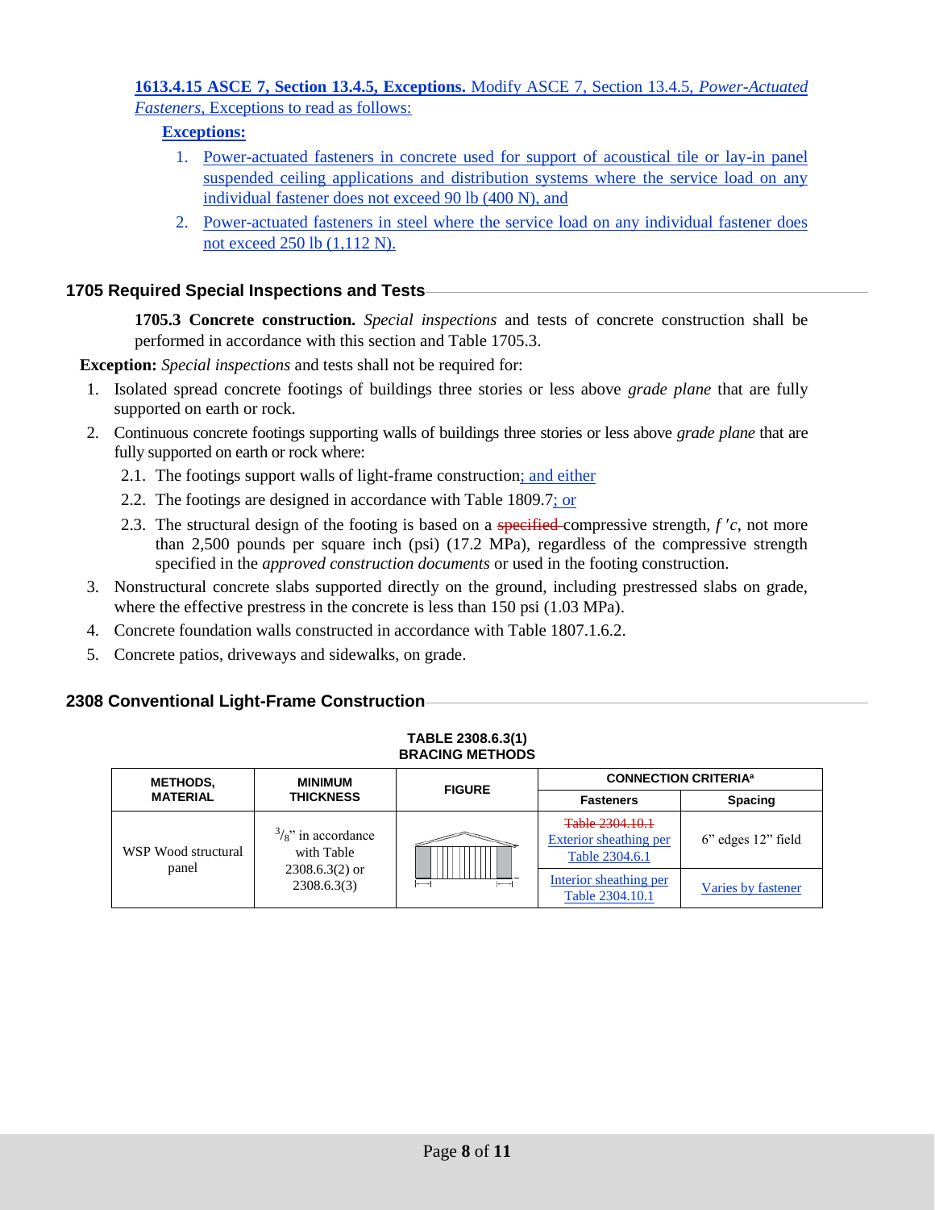**1613.4.15 ASCE 7, Section 13.4.5, Exceptions.** Modify ASCE 7, Section 13.4.5, *Power-Actuated Fasteners*, Exceptions to read as follows:

**Exceptions:**

1. Power-actuated fasteners in concrete used for support of acoustical tile or lay-in panel suspended ceiling applications and distribution systems where the service load on any individual fastener does not exceed 90 lb (400 N), and
2. Power-actuated fasteners in steel where the service load on any individual fastener does not exceed 250 lb (1,112 N).

## 1705 Required Special Inspections and Tests

**1705.3 Concrete construction.** *Special inspections* and tests of concrete construction shall be performed in accordance with this section and Table 1705.3.

**Exception:** *Special inspections* and tests shall not be required for:

1. Isolated spread concrete footings of buildings three stories or less above *grade plane* that are fully supported on earth or rock.
2. Continuous concrete footings supporting walls of buildings three stories or less above *grade plane* that are fully supported on earth or rock where:
   - 2.1. The footings support walls of light-frame construction; and either
   - 2.2. The footings are designed in accordance with Table 1809.7; or
   - 2.3. The structural design of the footing is based on a ~~specified~~ compressive strength, $f'c$, not more than 2,500 pounds per square inch (psi) (17.2 MPa), regardless of the compressive strength specified in the *approved construction documents* or used in the footing construction.
3. Nonstructural concrete slabs supported directly on the ground, including prestressed slabs on grade, where the effective prestress in the concrete is less than 150 psi (1.03 MPa).
4. Concrete foundation walls constructed in accordance with Table 1807.1.6.2.
5. Concrete patios, driveways and sidewalks, on grade.

## 2308 Conventional Light-Frame Construction

**TABLE 2308.6.3(1)**
**BRACING METHODS**

| METHODS, MATERIAL | MINIMUM THICKNESS | FIGURE | CONNECTION CRITERIA[a] | |
|---|---|---|---|---|
| | | | Fasteners | Spacing |
| WSP Wood structural panel | $^{3}/_{8}$" in accordance with Table 2308.6.3(2) or 2308.6.3(3) | | ~~Table 2304.10.1~~ Exterior sheathing per Table 2304.6.1 | 6" edges 12" field |
| | | | Interior sheathing per Table 2304.10.1 | Varies by fastener |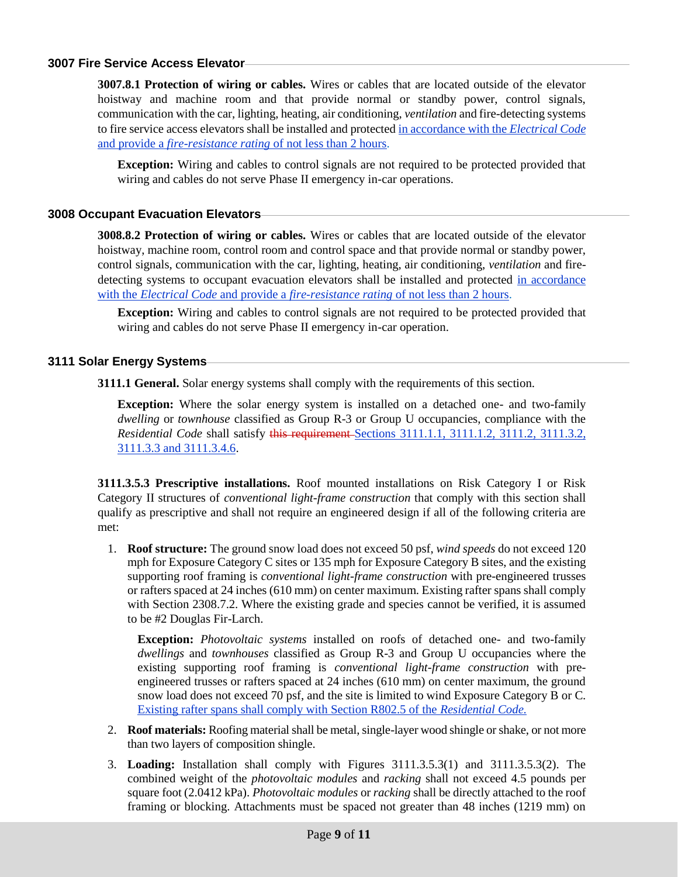## 3007 Fire Service Access Elevator

**3007.8.1 Protection of wiring or cables.** Wires or cables that are located outside of the elevator hoistway and machine room and that provide normal or standby power, control signals, communication with the car, lighting, heating, air conditioning, *ventilation* and fire-detecting systems to fire service access elevators shall be installed and protected in accordance with the *Electrical Code* and provide a *fire-resistance rating* of not less than 2 hours.

**Exception:** Wiring and cables to control signals are not required to be protected provided that wiring and cables do not serve Phase II emergency in-car operations.

## 3008 Occupant Evacuation Elevators

**3008.8.2 Protection of wiring or cables.** Wires or cables that are located outside of the elevator hoistway, machine room, control room and control space and that provide normal or standby power, control signals, communication with the car, lighting, heating, air conditioning, *ventilation* and fire-detecting systems to occupant evacuation elevators shall be installed and protected in accordance with the *Electrical Code* and provide a *fire-resistance rating* of not less than 2 hours.

**Exception:** Wiring and cables to control signals are not required to be protected provided that wiring and cables do not serve Phase II emergency in-car operation.

## 3111 Solar Energy Systems

**3111.1 General.** Solar energy systems shall comply with the requirements of this section.

**Exception:** Where the solar energy system is installed on a detached one- and two-family *dwelling* or *townhouse* classified as Group R-3 or Group U occupancies, compliance with the *Residential Code* shall satisfy ~~this requirement~~ Sections 3111.1.1, 3111.1.2, 3111.2, 3111.3.2, 3111.3.3 and 3111.3.4.6.

**3111.3.5.3 Prescriptive installations.** Roof mounted installations on Risk Category I or Risk Category II structures of *conventional light-frame construction* that comply with this section shall qualify as prescriptive and shall not require an engineered design if all of the following criteria are met:

1. **Roof structure:** The ground snow load does not exceed 50 psf, *wind speeds* do not exceed 120 mph for Exposure Category C sites or 135 mph for Exposure Category B sites, and the existing supporting roof framing is *conventional light-frame construction* with pre-engineered trusses or rafters spaced at 24 inches (610 mm) on center maximum. Existing rafter spans shall comply with Section 2308.7.2. Where the existing grade and species cannot be verified, it is assumed to be #2 Douglas Fir-Larch.

   **Exception:** *Photovoltaic systems* installed on roofs of detached one- and two-family *dwellings* and *townhouses* classified as Group R-3 and Group U occupancies where the existing supporting roof framing is *conventional light-frame construction* with pre-engineered trusses or rafters spaced at 24 inches (610 mm) on center maximum, the ground snow load does not exceed 70 psf, and the site is limited to wind Exposure Category B or C. Existing rafter spans shall comply with Section R802.5 of the *Residential Code.*

2. **Roof materials:** Roofing material shall be metal, single-layer wood shingle or shake, or not more than two layers of composition shingle.

3. **Loading:** Installation shall comply with Figures 3111.3.5.3(1) and 3111.3.5.3(2). The combined weight of the *photovoltaic modules* and *racking* shall not exceed 4.5 pounds per square foot (2.0412 kPa). *Photovoltaic modules* or *racking* shall be directly attached to the roof framing or blocking. Attachments must be spaced not greater than 48 inches (1219 mm) on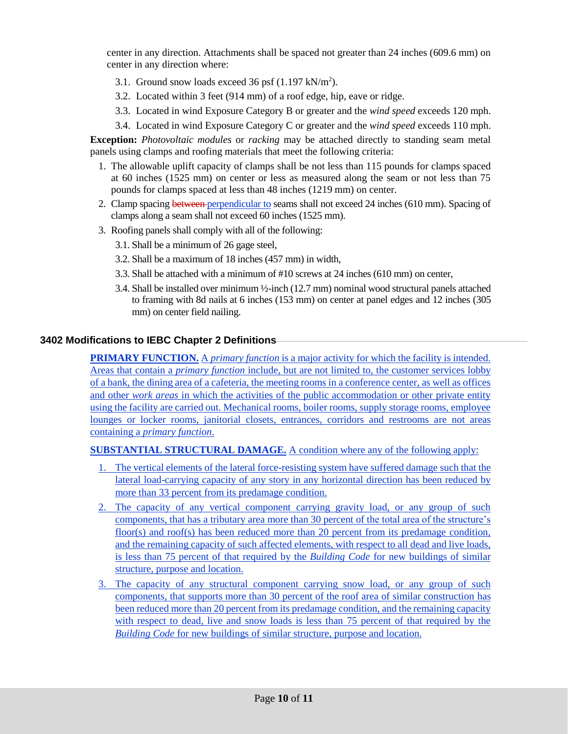center in any direction. Attachments shall be spaced not greater than 24 inches (609.6 mm) on center in any direction where:

3.1. Ground snow loads exceed 36 psf (1.197 kN/m$^2$).

3.2. Located within 3 feet (914 mm) of a roof edge, hip, eave or ridge.

3.3. Located in wind Exposure Category B or greater and the *wind speed* exceeds 120 mph.

3.4. Located in wind Exposure Category C or greater and the *wind speed* exceeds 110 mph.

**Exception:** *Photovoltaic modules* or *racking* may be attached directly to standing seam metal panels using clamps and roofing materials that meet the following criteria:

1. The allowable uplift capacity of clamps shall be not less than 115 pounds for clamps spaced at 60 inches (1525 mm) on center or less as measured along the seam or not less than 75 pounds for clamps spaced at less than 48 inches (1219 mm) on center.
2. Clamp spacing ~~between~~ perpendicular to seams shall not exceed 24 inches (610 mm). Spacing of clamps along a seam shall not exceed 60 inches (1525 mm).
3. Roofing panels shall comply with all of the following:

   3.1. Shall be a minimum of 26 gage steel,

   3.2. Shall be a maximum of 18 inches (457 mm) in width,

   3.3. Shall be attached with a minimum of #10 screws at 24 inches (610 mm) on center,

   3.4. Shall be installed over minimum ½-inch (12.7 mm) nominal wood structural panels attached to framing with 8d nails at 6 inches (153 mm) on center at panel edges and 12 inches (305 mm) on center field nailing.

## 3402 Modifications to IEBC Chapter 2 Definitions

**PRIMARY FUNCTION.** A *primary function* is a major activity for which the facility is intended. Areas that contain a *primary function* include, but are not limited to, the customer services lobby of a bank, the dining area of a cafeteria, the meeting rooms in a conference center, as well as offices and other *work areas* in which the activities of the public accommodation or other private entity using the facility are carried out. Mechanical rooms, boiler rooms, supply storage rooms, employee lounges or locker rooms, janitorial closets, entrances, corridors and restrooms are not areas containing a *primary function*.

**SUBSTANTIAL STRUCTURAL DAMAGE.** A condition where any of the following apply:

1. The vertical elements of the lateral force-resisting system have suffered damage such that the lateral load-carrying capacity of any story in any horizontal direction has been reduced by more than 33 percent from its predamage condition.
2. The capacity of any vertical component carrying gravity load, or any group of such components, that has a tributary area more than 30 percent of the total area of the structure's floor(s) and roof(s) has been reduced more than 20 percent from its predamage condition, and the remaining capacity of such affected elements, with respect to all dead and live loads, is less than 75 percent of that required by the *Building Code* for new buildings of similar structure, purpose and location.
3. The capacity of any structural component carrying snow load, or any group of such components, that supports more than 30 percent of the roof area of similar construction has been reduced more than 20 percent from its predamage condition, and the remaining capacity with respect to dead, live and snow loads is less than 75 percent of that required by the *Building Code* for new buildings of similar structure, purpose and location.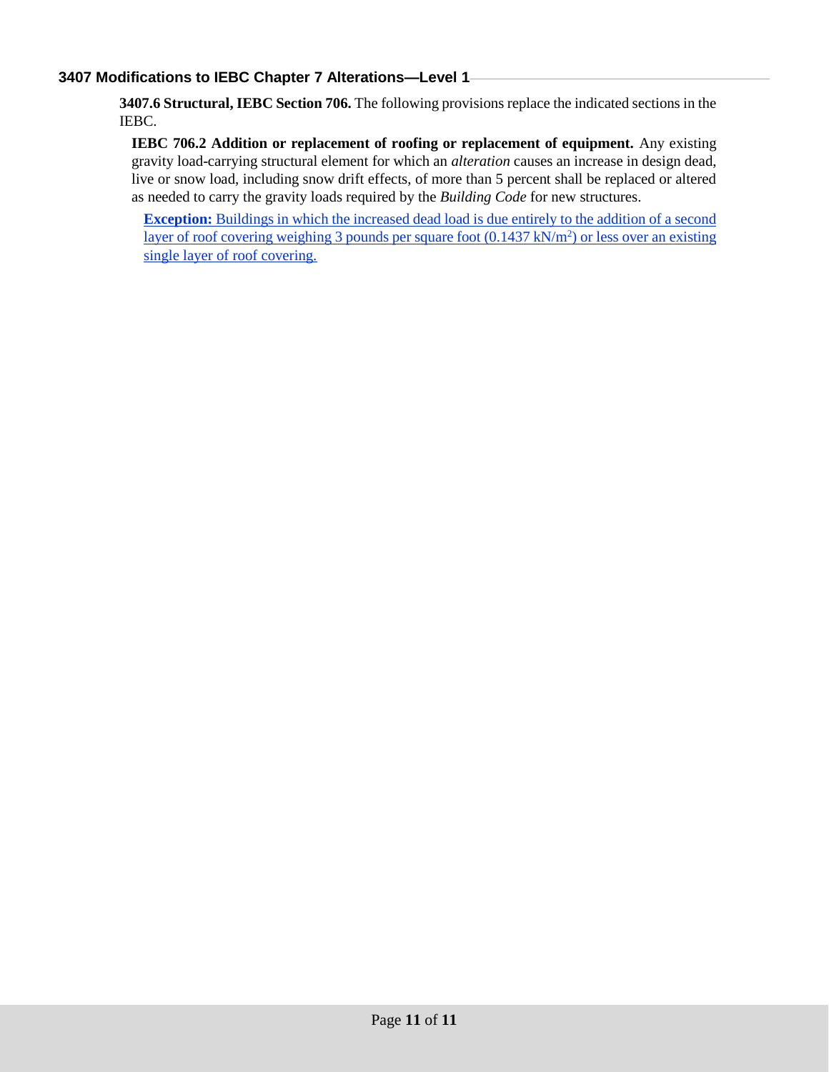### 3407 Modifications to IEBC Chapter 7 Alterations—Level 1

**3407.6 Structural, IEBC Section 706.** The following provisions replace the indicated sections in the IEBC.

**IEBC 706.2 Addition or replacement of roofing or replacement of equipment.** Any existing gravity load-carrying structural element for which an *alteration* causes an increase in design dead, live or snow load, including snow drift effects, of more than 5 percent shall be replaced or altered as needed to carry the gravity loads required by the *Building Code* for new structures.

**Exception:** Buildings in which the increased dead load is due entirely to the addition of a second layer of roof covering weighing 3 pounds per square foot (0.1437 $kN/m^2$) or less over an existing single layer of roof covering.